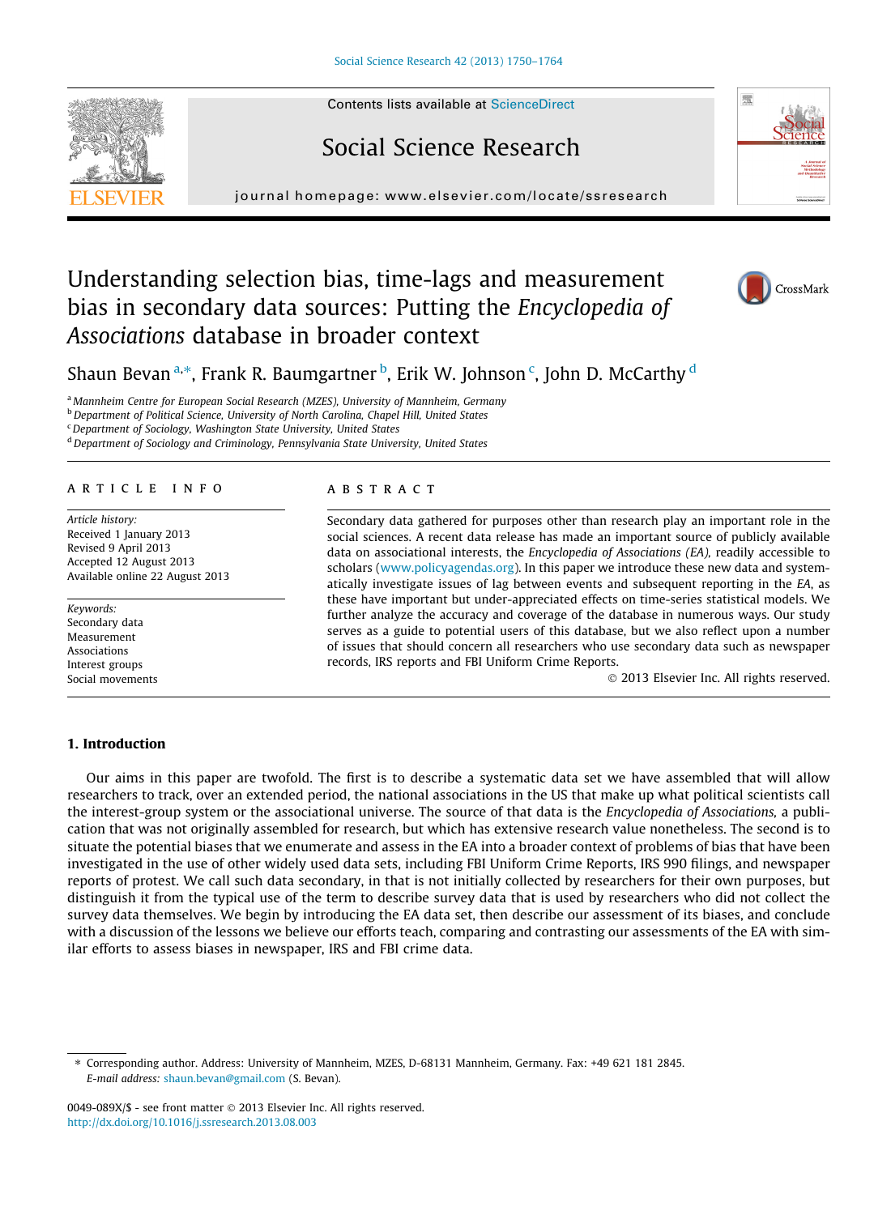# Understanding selection bias, time-lags and measurement bias in secondary data sources: Putting the *Encyclopedia of Associations* database in broader context

Shaun Bevan [a,*], Frank R. Baumgartner [b], Erik W. Johnson [c], John D. McCarthy [d]

[a] Mannheim Centre for European Social Research (MZES), University of Mannheim, Germany
[b] Department of Political Science, University of North Carolina, Chapel Hill, United States
[c] Department of Sociology, Washington State University, United States
[d] Department of Sociology and Criminology, Pennsylvania State University, United States

## ARTICLE INFO

*Article history:*
Received 1 January 2013
Revised 9 April 2013
Accepted 12 August 2013
Available online 22 August 2013

*Keywords:*
Secondary data
Measurement
Associations
Interest groups
Social movements

## ABSTRACT

Secondary data gathered for purposes other than research play an important role in the social sciences. A recent data release has made an important source of publicly available data on associational interests, the *Encyclopedia of Associations (EA)*, readily accessible to scholars (www.policyagendas.org). In this paper we introduce these new data and systematically investigate issues of lag between events and subsequent reporting in the *EA*, as these have important but under-appreciated effects on time-series statistical models. We further analyze the accuracy and coverage of the database in numerous ways. Our study serves as a guide to potential users of this database, but we also reflect upon a number of issues that should concern all researchers who use secondary data such as newspaper records, IRS reports and FBI Uniform Crime Reports.

© 2013 Elsevier Inc. All rights reserved.

## 1. Introduction

Our aims in this paper are twofold. The first is to describe a systematic data set we have assembled that will allow researchers to track, over an extended period, the national associations in the US that make up what political scientists call the interest-group system or the associational universe. The source of that data is the *Encyclopedia of Associations*, a publication that was not originally assembled for research, but which has extensive research value nonetheless. The second is to situate the potential biases that we enumerate and assess in the EA into a broader context of problems of bias that have been investigated in the use of other widely used data sets, including FBI Uniform Crime Reports, IRS 990 filings, and newspaper reports of protest. We call such data secondary, in that is not initially collected by researchers for their own purposes, but distinguish it from the typical use of the term to describe survey data that is used by researchers who did not collect the survey data themselves. We begin by introducing the EA data set, then describe our assessment of its biases, and conclude with a discussion of the lessons we believe our efforts teach, comparing and contrasting our assessments of the EA with similar efforts to assess biases in newspaper, IRS and FBI crime data.

---

* Corresponding author. Address: University of Mannheim, MZES, D-68131 Mannheim, Germany. Fax: +49 621 181 2845.
*E-mail address:* shaun.bevan@gmail.com (S. Bevan).

0049-089X/$ - see front matter © 2013 Elsevier Inc. All rights reserved.
http://dx.doi.org/10.1016/j.ssresearch.2013.08.003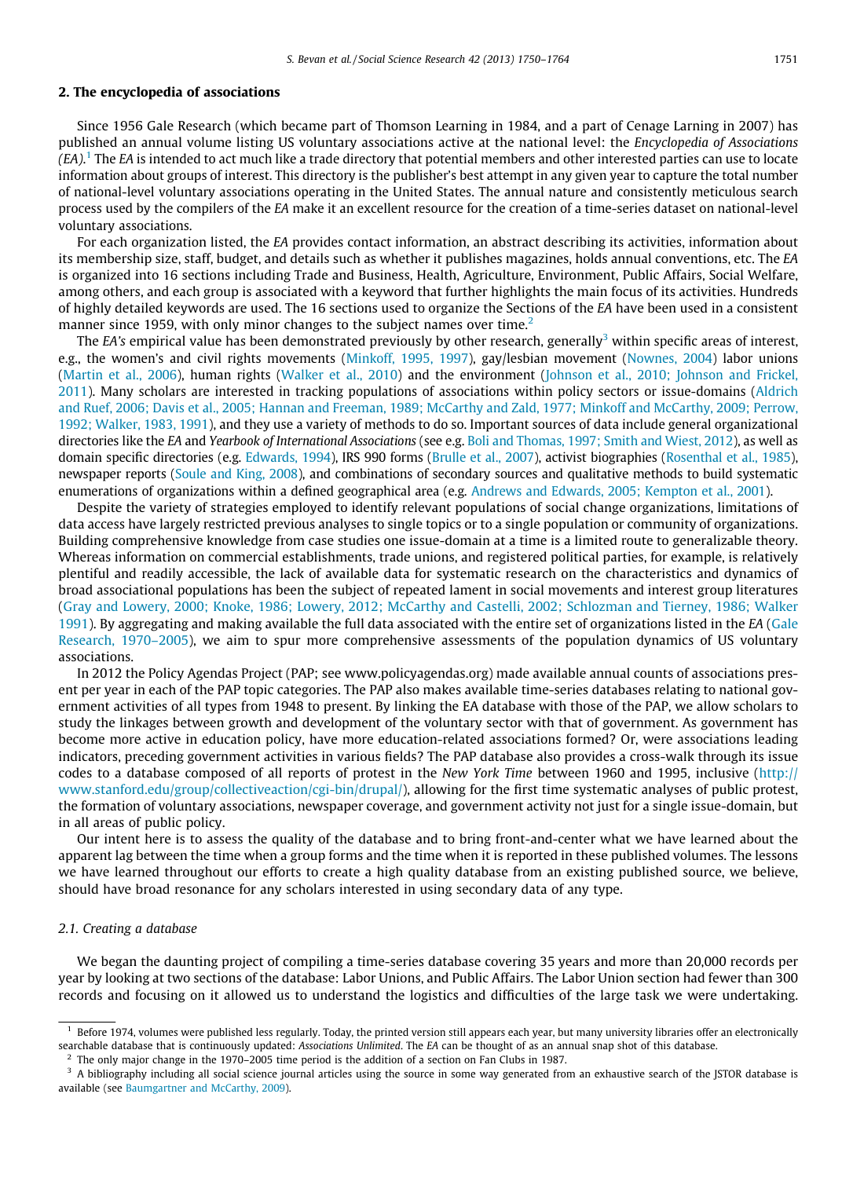## 2. The encyclopedia of associations

Since 1956 Gale Research (which became part of Thomson Learning in 1984, and a part of Cenage Larning in 2007) has published an annual volume listing US voluntary associations active at the national level: the *Encyclopedia of Associations (EA)*.[1] The *EA* is intended to act much like a trade directory that potential members and other interested parties can use to locate information about groups of interest. This directory is the publisher's best attempt in any given year to capture the total number of national-level voluntary associations operating in the United States. The annual nature and consistently meticulous search process used by the compilers of the *EA* make it an excellent resource for the creation of a time-series dataset on national-level voluntary associations.

For each organization listed, the *EA* provides contact information, an abstract describing its activities, information about its membership size, staff, budget, and details such as whether it publishes magazines, holds annual conventions, etc. The *EA* is organized into 16 sections including Trade and Business, Health, Agriculture, Environment, Public Affairs, Social Welfare, among others, and each group is associated with a keyword that further highlights the main focus of its activities. Hundreds of highly detailed keywords are used. The 16 sections used to organize the Sections of the *EA* have been used in a consistent manner since 1959, with only minor changes to the subject names over time.[2]

The *EA's* empirical value has been demonstrated previously by other research, generally[3] within specific areas of interest, e.g., the women's and civil rights movements (Minkoff, 1995, 1997), gay/lesbian movement (Nownes, 2004) labor unions (Martin et al., 2006), human rights (Walker et al., 2010) and the environment (Johnson et al., 2010; Johnson and Frickel, 2011). Many scholars are interested in tracking populations of associations within policy sectors or issue-domains (Aldrich and Ruef, 2006; Davis et al., 2005; Hannan and Freeman, 1989; McCarthy and Zald, 1977; Minkoff and McCarthy, 2009; Perrow, 1992; Walker, 1983, 1991), and they use a variety of methods to do so. Important sources of data include general organizational directories like the *EA* and *Yearbook of International Associations* (see e.g. Boli and Thomas, 1997; Smith and Wiest, 2012), as well as domain specific directories (e.g. Edwards, 1994), IRS 990 forms (Brulle et al., 2007), activist biographies (Rosenthal et al., 1985), newspaper reports (Soule and King, 2008), and combinations of secondary sources and qualitative methods to build systematic enumerations of organizations within a defined geographical area (e.g. Andrews and Edwards, 2005; Kempton et al., 2001).

Despite the variety of strategies employed to identify relevant populations of social change organizations, limitations of data access have largely restricted previous analyses to single topics or to a single population or community of organizations. Building comprehensive knowledge from case studies one issue-domain at a time is a limited route to generalizable theory. Whereas information on commercial establishments, trade unions, and registered political parties, for example, is relatively plentiful and readily accessible, the lack of available data for systematic research on the characteristics and dynamics of broad associational populations has been the subject of repeated lament in social movements and interest group literatures (Gray and Lowery, 2000; Knoke, 1986; Lowery, 2012; McCarthy and Castelli, 2002; Schlozman and Tierney, 1986; Walker 1991). By aggregating and making available the full data associated with the entire set of organizations listed in the *EA* (Gale Research, 1970–2005), we aim to spur more comprehensive assessments of the population dynamics of US voluntary associations.

In 2012 the Policy Agendas Project (PAP; see www.policyagendas.org) made available annual counts of associations present per year in each of the PAP topic categories. The PAP also makes available time-series databases relating to national government activities of all types from 1948 to present. By linking the EA database with those of the PAP, we allow scholars to study the linkages between growth and development of the voluntary sector with that of government. As government has become more active in education policy, have more education-related associations formed? Or, were associations leading indicators, preceding government activities in various fields? The PAP database also provides a cross-walk through its issue codes to a database composed of all reports of protest in the *New York Time* between 1960 and 1995, inclusive (http://www.stanford.edu/group/collectiveaction/cgi-bin/drupal/), allowing for the first time systematic analyses of public protest, the formation of voluntary associations, newspaper coverage, and government activity not just for a single issue-domain, but in all areas of public policy.

Our intent here is to assess the quality of the database and to bring front-and-center what we have learned about the apparent lag between the time when a group forms and the time when it is reported in these published volumes. The lessons we have learned throughout our efforts to create a high quality database from an existing published source, we believe, should have broad resonance for any scholars interested in using secondary data of any type.

### *2.1. Creating a database*

We began the daunting project of compiling a time-series database covering 35 years and more than 20,000 records per year by looking at two sections of the database: Labor Unions, and Public Affairs. The Labor Union section had fewer than 300 records and focusing on it allowed us to understand the logistics and difficulties of the large task we were undertaking.

---

[1] Before 1974, volumes were published less regularly. Today, the printed version still appears each year, but many university libraries offer an electronically searchable database that is continuously updated: *Associations Unlimited*. The *EA* can be thought of as an annual snap shot of this database.

[2] The only major change in the 1970–2005 time period is the addition of a section on Fan Clubs in 1987.

[3] A bibliography including all social science journal articles using the source in some way generated from an exhaustive search of the JSTOR database is available (see Baumgartner and McCarthy, 2009).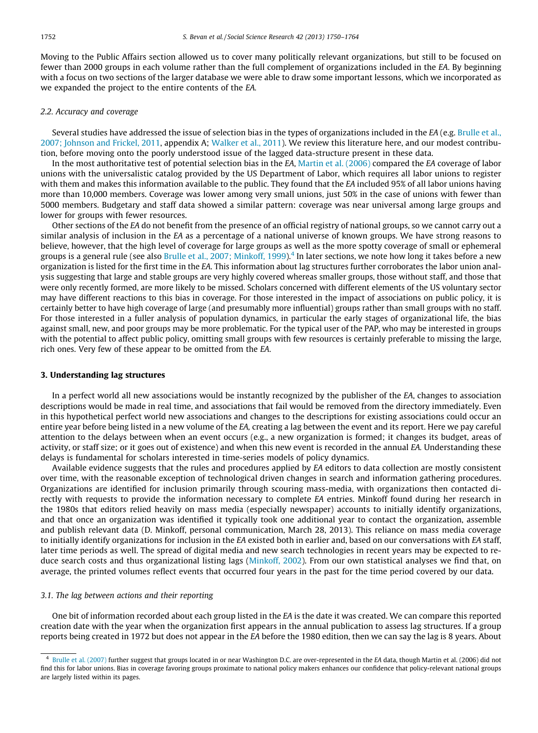Moving to the Public Affairs section allowed us to cover many politically relevant organizations, but still to be focused on fewer than 2000 groups in each volume rather than the full complement of organizations included in the *EA*. By beginning with a focus on two sections of the larger database we were able to draw some important lessons, which we incorporated as we expanded the project to the entire contents of the *EA*.

### 2.2. Accuracy and coverage

Several studies have addressed the issue of selection bias in the types of organizations included in the *EA* (e.g. Brulle et al., 2007; Johnson and Frickel, 2011, appendix A; Walker et al., 2011). We review this literature here, and our modest contribution, before moving onto the poorly understood issue of the lagged data-structure present in these data.

In the most authoritative test of potential selection bias in the *EA*, Martin et al. (2006) compared the *EA* coverage of labor unions with the universalistic catalog provided by the US Department of Labor, which requires all labor unions to register with them and makes this information available to the public. They found that the *EA* included 95% of all labor unions having more than 10,000 members. Coverage was lower among very small unions, just 50% in the case of unions with fewer than 5000 members. Budgetary and staff data showed a similar pattern: coverage was near universal among large groups and lower for groups with fewer resources.

Other sections of the *EA* do not benefit from the presence of an official registry of national groups, so we cannot carry out a similar analysis of inclusion in the *EA* as a percentage of a national universe of known groups. We have strong reasons to believe, however, that the high level of coverage for large groups as well as the more spotty coverage of small or ephemeral groups is a general rule (see also Brulle et al., 2007; Minkoff, 1999).[4] In later sections, we note how long it takes before a new organization is listed for the first time in the *EA*. This information about lag structures further corroborates the labor union analysis suggesting that large and stable groups are very highly covered whereas smaller groups, those without staff, and those that were only recently formed, are more likely to be missed. Scholars concerned with different elements of the US voluntary sector may have different reactions to this bias in coverage. For those interested in the impact of associations on public policy, it is certainly better to have high coverage of large (and presumably more influential) groups rather than small groups with no staff. For those interested in a fuller analysis of population dynamics, in particular the early stages of organizational life, the bias against small, new, and poor groups may be more problematic. For the typical user of the PAP, who may be interested in groups with the potential to affect public policy, omitting small groups with few resources is certainly preferable to missing the large, rich ones. Very few of these appear to be omitted from the *EA*.

## 3. Understanding lag structures

In a perfect world all new associations would be instantly recognized by the publisher of the *EA*, changes to association descriptions would be made in real time, and associations that fail would be removed from the directory immediately. Even in this hypothetical perfect world new associations and changes to the descriptions for existing associations could occur an entire year before being listed in a new volume of the *EA*, creating a lag between the event and its report. Here we pay careful attention to the delays between when an event occurs (e.g., a new organization is formed; it changes its budget, areas of activity, or staff size; or it goes out of existence) and when this new event is recorded in the annual *EA*. Understanding these delays is fundamental for scholars interested in time-series models of policy dynamics.

Available evidence suggests that the rules and procedures applied by *EA* editors to data collection are mostly consistent over time, with the reasonable exception of technological driven changes in search and information gathering procedures. Organizations are identified for inclusion primarily through scouring mass-media, with organizations then contacted directly with requests to provide the information necessary to complete *EA* entries. Minkoff found during her research in the 1980s that editors relied heavily on mass media (especially newspaper) accounts to initially identify organizations, and that once an organization was identified it typically took one additional year to contact the organization, assemble and publish relevant data (D. Minkoff, personal communication, March 28, 2013). This reliance on mass media coverage to initially identify organizations for inclusion in the *EA* existed both in earlier and, based on our conversations with *EA* staff, later time periods as well. The spread of digital media and new search technologies in recent years may be expected to reduce search costs and thus organizational listing lags (Minkoff, 2002). From our own statistical analyses we find that, on average, the printed volumes reflect events that occurred four years in the past for the time period covered by our data.

### 3.1. The lag between actions and their reporting

One bit of information recorded about each group listed in the *EA* is the date it was created. We can compare this reported creation date with the year when the organization first appears in the annual publication to assess lag structures. If a group reports being created in 1972 but does not appear in the *EA* before the 1980 edition, then we can say the lag is 8 years. About

[4] Brulle et al. (2007) further suggest that groups located in or near Washington D.C. are over-represented in the *EA* data, though Martin et al. (2006) did not find this for labor unions. Bias in coverage favoring groups proximate to national policy makers enhances our confidence that policy-relevant national groups are largely listed within its pages.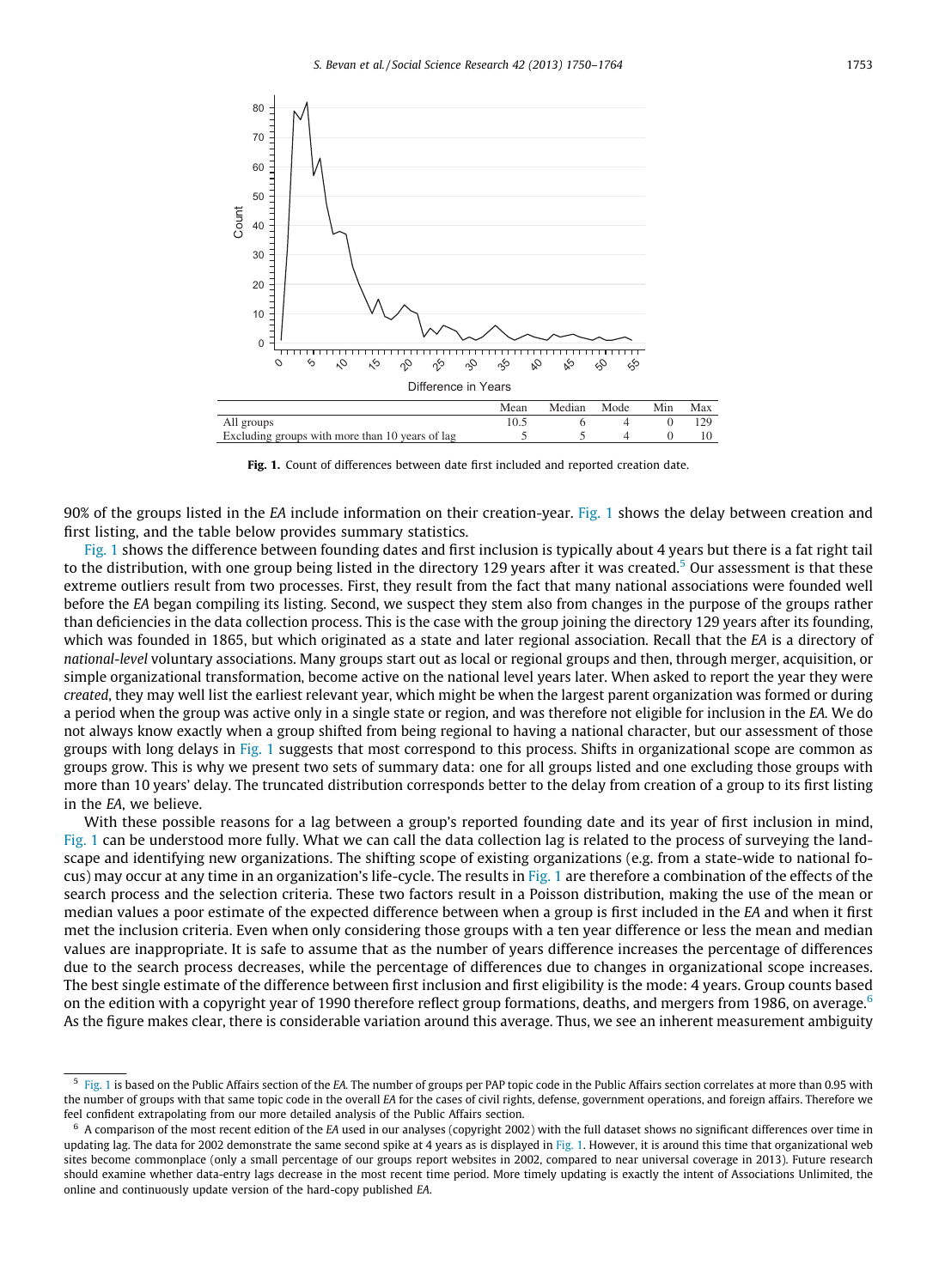| | Mean | Median | Mode | Min | Max |
|---|---|---|---|---|---|
| All groups | 10.5 | 6 | 4 | 0 | 129 |
| Excluding groups with more than 10 years of lag | 5 | 5 | 4 | 0 | 10 |

**Fig. 1.** Count of differences between date first included and reported creation date.

90% of the groups listed in the *EA* include information on their creation-year. Fig. 1 shows the delay between creation and first listing, and the table below provides summary statistics.

Fig. 1 shows the difference between founding dates and first inclusion is typically about 4 years but there is a fat right tail to the distribution, with one group being listed in the directory 129 years after it was created.[5] Our assessment is that these extreme outliers result from two processes. First, they result from the fact that many national associations were founded well before the *EA* began compiling its listing. Second, we suspect they stem also from changes in the purpose of the groups rather than deficiencies in the data collection process. This is the case with the group joining the directory 129 years after its founding, which was founded in 1865, but which originated as a state and later regional association. Recall that the *EA* is a directory of *national-level* voluntary associations. Many groups start out as local or regional groups and then, through merger, acquisition, or simple organizational transformation, become active on the national level years later. When asked to report the year they were *created*, they may well list the earliest relevant year, which might be when the largest parent organization was formed or during a period when the group was active only in a single state or region, and was therefore not eligible for inclusion in the *EA*. We do not always know exactly when a group shifted from being regional to having a national character, but our assessment of those groups with long delays in Fig. 1 suggests that most correspond to this process. Shifts in organizational scope are common as groups grow. This is why we present two sets of summary data: one for all groups listed and one excluding those groups with more than 10 years' delay. The truncated distribution corresponds better to the delay from creation of a group to its first listing in the *EA*, we believe.

With these possible reasons for a lag between a group's reported founding date and its year of first inclusion in mind, Fig. 1 can be understood more fully. What we can call the data collection lag is related to the process of surveying the landscape and identifying new organizations. The shifting scope of existing organizations (e.g. from a state-wide to national focus) may occur at any time in an organization's life-cycle. The results in Fig. 1 are therefore a combination of the effects of the search process and the selection criteria. These two factors result in a Poisson distribution, making the use of the mean or median values a poor estimate of the expected difference between when a group is first included in the *EA* and when it first met the inclusion criteria. Even when only considering those groups with a ten year difference or less the mean and median values are inappropriate. It is safe to assume that as the number of years difference increases the percentage of differences due to the search process decreases, while the percentage of differences due to changes in organizational scope increases. The best single estimate of the difference between first inclusion and first eligibility is the mode: 4 years. Group counts based on the edition with a copyright year of 1990 therefore reflect group formations, deaths, and mergers from 1986, on average.[6] As the figure makes clear, there is considerable variation around this average. Thus, we see an inherent measurement ambiguity

---

[5] Fig. 1 is based on the Public Affairs section of the *EA*. The number of groups per PAP topic code in the Public Affairs section correlates at more than 0.95 with the number of groups with that same topic code in the overall *EA* for the cases of civil rights, defense, government operations, and foreign affairs. Therefore we feel confident extrapolating from our more detailed analysis of the Public Affairs section.

[6] A comparison of the most recent edition of the *EA* used in our analyses (copyright 2002) with the full dataset shows no significant differences over time in updating lag. The data for 2002 demonstrate the same second spike at 4 years as is displayed in Fig. 1. However, it is around this time that organizational web sites become commonplace (only a small percentage of our groups report websites in 2002, compared to near universal coverage in 2013). Future research should examine whether data-entry lags decrease in the most recent time period. More timely updating is exactly the intent of Associations Unlimited, the online and continuously update version of the hard-copy published *EA*.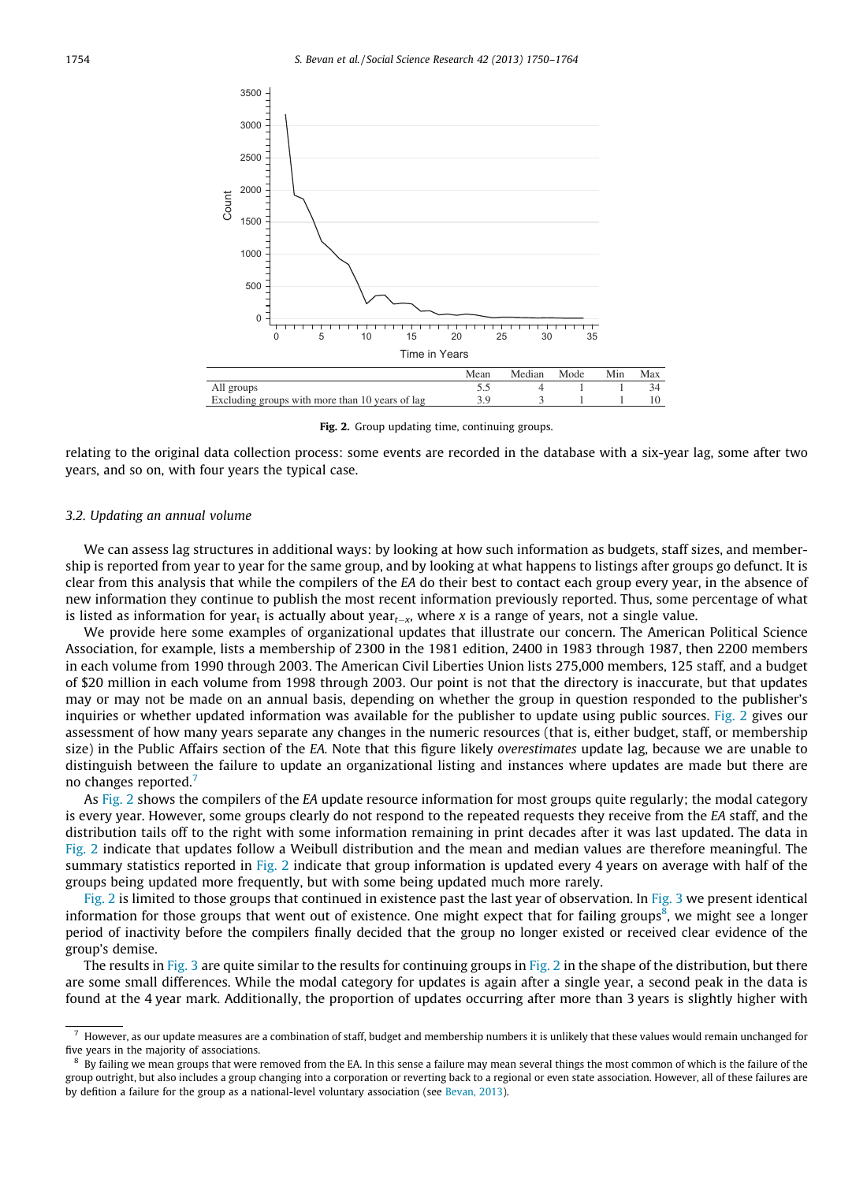| | Mean | Median | Mode | Min | Max |
|---|---|---|---|---|---|
| All groups | 5.5 | 4 | 1 | 1 | 34 |
| Excluding groups with more than 10 years of lag | 3.9 | 3 | 1 | 1 | 10 |

**Fig. 2.** Group updating time, continuing groups.

relating to the original data collection process: some events are recorded in the database with a six-year lag, some after two years, and so on, with four years the typical case.

### 3.2. Updating an annual volume

We can assess lag structures in additional ways: by looking at how such information as budgets, staff sizes, and membership is reported from year to year for the same group, and by looking at what happens to listings after groups go defunct. It is clear from this analysis that while the compilers of the *EA* do their best to contact each group every year, in the absence of new information they continue to publish the most recent information previously reported. Thus, some percentage of what is listed as information for year$_t$ is actually about year$_{t-x}$, where *x* is a range of years, not a single value.

We provide here some examples of organizational updates that illustrate our concern. The American Political Science Association, for example, lists a membership of 2300 in the 1981 edition, 2400 in 1983 through 1987, then 2200 members in each volume from 1990 through 2003. The American Civil Liberties Union lists 275,000 members, 125 staff, and a budget of $20 million in each volume from 1998 through 2003. Our point is not that the directory is inaccurate, but that updates may or may not be made on an annual basis, depending on whether the group in question responded to the publisher's inquiries or whether updated information was available for the publisher to update using public sources. Fig. 2 gives our assessment of how many years separate any changes in the numeric resources (that is, either budget, staff, or membership size) in the Public Affairs section of the *EA*. Note that this figure likely *overestimates* update lag, because we are unable to distinguish between the failure to update an organizational listing and instances where updates are made but there are no changes reported.[7]

As Fig. 2 shows the compilers of the *EA* update resource information for most groups quite regularly; the modal category is every year. However, some groups clearly do not respond to the repeated requests they receive from the *EA* staff, and the distribution tails off to the right with some information remaining in print decades after it was last updated. The data in Fig. 2 indicate that updates follow a Weibull distribution and the mean and median values are therefore meaningful. The summary statistics reported in Fig. 2 indicate that group information is updated every 4 years on average with half of the groups being updated more frequently, but with some being updated much more rarely.

Fig. 2 is limited to those groups that continued in existence past the last year of observation. In Fig. 3 we present identical information for those groups that went out of existence. One might expect that for failing groups[8], we might see a longer period of inactivity before the compilers finally decided that the group no longer existed or received clear evidence of the group's demise.

The results in Fig. 3 are quite similar to the results for continuing groups in Fig. 2 in the shape of the distribution, but there are some small differences. While the modal category for updates is again after a single year, a second peak in the data is found at the 4 year mark. Additionally, the proportion of updates occurring after more than 3 years is slightly higher with

[7] However, as our update measures are a combination of staff, budget and membership numbers it is unlikely that these values would remain unchanged for five years in the majority of associations.

[8] By failing we mean groups that were removed from the EA. In this sense a failure may mean several things the most common of which is the failure of the group outright, but also includes a group changing into a corporation or reverting back to a regional or even state association. However, all of these failures are by defition a failure for the group as a national-level voluntary association (see Bevan, 2013).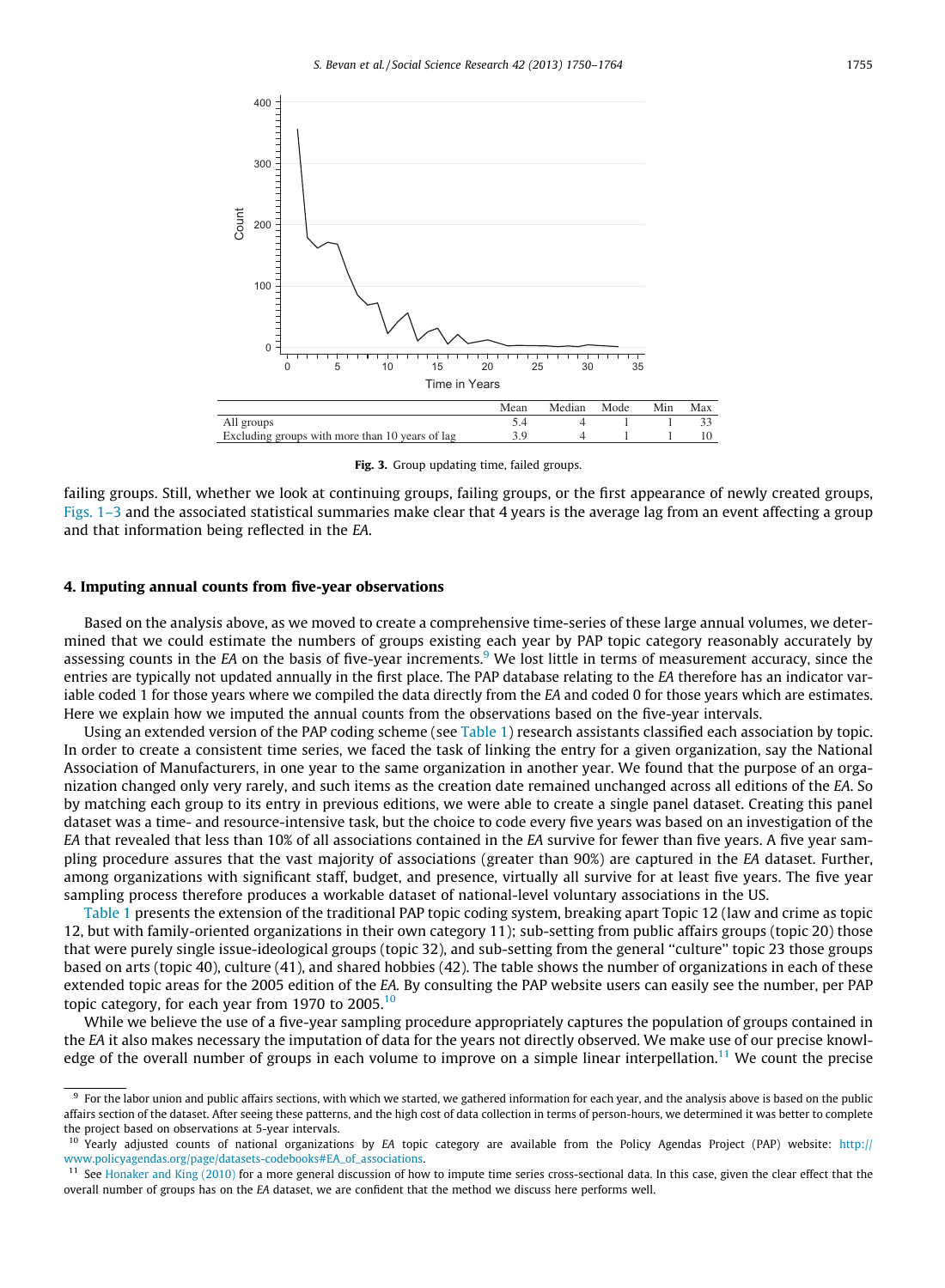| | Mean | Median | Mode | Min | Max |
|---|---|---|---|---|---|
| All groups | 5.4 | 4 | 1 | 1 | 33 |
| Excluding groups with more than 10 years of lag | 3.9 | 4 | 1 | 1 | 10 |

**Fig. 3.** Group updating time, failed groups.

failing groups. Still, whether we look at continuing groups, failing groups, or the first appearance of newly created groups, Figs. 1–3 and the associated statistical summaries make clear that 4 years is the average lag from an event affecting a group and that information being reflected in the *EA*.

### 4. Imputing annual counts from five-year observations

Based on the analysis above, as we moved to create a comprehensive time-series of these large annual volumes, we determined that we could estimate the numbers of groups existing each year by PAP topic category reasonably accurately by assessing counts in the *EA* on the basis of five-year increments.[9] We lost little in terms of measurement accuracy, since the entries are typically not updated annually in the first place. The PAP database relating to the *EA* therefore has an indicator variable coded 1 for those years where we compiled the data directly from the *EA* and coded 0 for those years which are estimates. Here we explain how we imputed the annual counts from the observations based on the five-year intervals.

Using an extended version of the PAP coding scheme (see Table 1) research assistants classified each association by topic. In order to create a consistent time series, we faced the task of linking the entry for a given organization, say the National Association of Manufacturers, in one year to the same organization in another year. We found that the purpose of an organization changed only very rarely, and such items as the creation date remained unchanged across all editions of the *EA*. So by matching each group to its entry in previous editions, we were able to create a single panel dataset. Creating this panel dataset was a time- and resource-intensive task, but the choice to code every five years was based on an investigation of the *EA* that revealed that less than 10% of all associations contained in the *EA* survive for fewer than five years. A five year sampling procedure assures that the vast majority of associations (greater than 90%) are captured in the *EA* dataset. Further, among organizations with significant staff, budget, and presence, virtually all survive for at least five years. The five year sampling process therefore produces a workable dataset of national-level voluntary associations in the US.

Table 1 presents the extension of the traditional PAP topic coding system, breaking apart Topic 12 (law and crime as topic 12, but with family-oriented organizations in their own category 11); sub-setting from public affairs groups (topic 20) those that were purely single issue-ideological groups (topic 32), and sub-setting from the general "culture" topic 23 those groups based on arts (topic 40), culture (41), and shared hobbies (42). The table shows the number of organizations in each of these extended topic areas for the 2005 edition of the *EA*. By consulting the PAP website users can easily see the number, per PAP topic category, for each year from 1970 to 2005.[10]

While we believe the use of a five-year sampling procedure appropriately captures the population of groups contained in the *EA* it also makes necessary the imputation of data for the years not directly observed. We make use of our precise knowledge of the overall number of groups in each volume to improve on a simple linear interpellation.[11] We count the precise

---

[9] For the labor union and public affairs sections, with which we started, we gathered information for each year, and the analysis above is based on the public affairs section of the dataset. After seeing these patterns, and the high cost of data collection in terms of person-hours, we determined it was better to complete the project based on observations at 5-year intervals.

[10] Yearly adjusted counts of national organizations by *EA* topic category are available from the Policy Agendas Project (PAP) website: http://www.policyagendas.org/page/datasets-codebooks#EA_of_associations.

[11] See Honaker and King (2010) for a more general discussion of how to impute time series cross-sectional data. In this case, given the clear effect that the overall number of groups has on the *EA* dataset, we are confident that the method we discuss here performs well.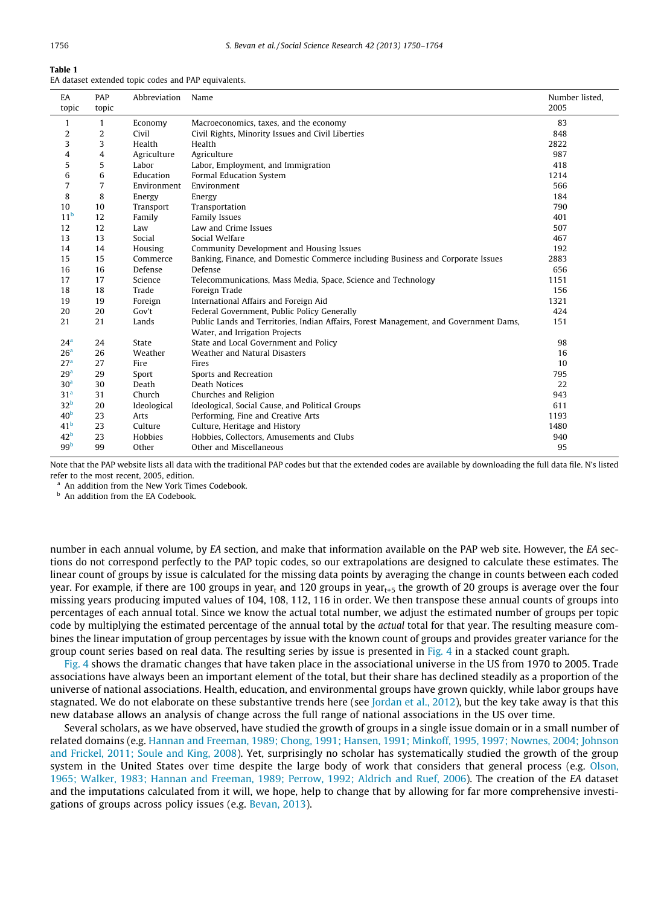**Table 1**
EA dataset extended topic codes and PAP equivalents.

| EA topic | PAP topic | Abbreviation | Name | Number listed, 2005 |
|---|---|---|---|---|
| 1 | 1 | Economy | Macroeconomics, taxes, and the economy | 83 |
| 2 | 2 | Civil | Civil Rights, Minority Issues and Civil Liberties | 848 |
| 3 | 3 | Health | Health | 2822 |
| 4 | 4 | Agriculture | Agriculture | 987 |
| 5 | 5 | Labor | Labor, Employment, and Immigration | 418 |
| 6 | 6 | Education | Formal Education System | 1214 |
| 7 | 7 | Environment | Environment | 566 |
| 8 | 8 | Energy | Energy | 184 |
| 10 | 10 | Transport | Transportation | 790 |
| 11[b] | 12 | Family | Family Issues | 401 |
| 12 | 12 | Law | Law and Crime Issues | 507 |
| 13 | 13 | Social | Social Welfare | 467 |
| 14 | 14 | Housing | Community Development and Housing Issues | 192 |
| 15 | 15 | Commerce | Banking, Finance, and Domestic Commerce including Business and Corporate Issues | 2883 |
| 16 | 16 | Defense | Defense | 656 |
| 17 | 17 | Science | Telecommunications, Mass Media, Space, Science and Technology | 1151 |
| 18 | 18 | Trade | Foreign Trade | 156 |
| 19 | 19 | Foreign | International Affairs and Foreign Aid | 1321 |
| 20 | 20 | Gov't | Federal Government, Public Policy Generally | 424 |
| 21 | 21 | Lands | Public Lands and Territories, Indian Affairs, Forest Management, and Government Dams, Water, and Irrigation Projects | 151 |
| 24[a] | 24 | State | State and Local Government and Policy | 98 |
| 26[a] | 26 | Weather | Weather and Natural Disasters | 16 |
| 27[a] | 27 | Fire | Fires | 10 |
| 29[a] | 29 | Sport | Sports and Recreation | 795 |
| 30[a] | 30 | Death | Death Notices | 22 |
| 31[a] | 31 | Church | Churches and Religion | 943 |
| 32[b] | 20 | Ideological | Ideological, Social Cause, and Political Groups | 611 |
| 40[b] | 23 | Arts | Performing, Fine and Creative Arts | 1193 |
| 41[b] | 23 | Culture | Culture, Heritage and History | 1480 |
| 42[b] | 23 | Hobbies | Hobbies, Collectors, Amusements and Clubs | 940 |
| 99[b] | 99 | Other | Other and Miscellaneous | 95 |

Note that the PAP website lists all data with the traditional PAP codes but that the extended codes are available by downloading the full data file. N's listed refer to the most recent, 2005, edition.

[a] An addition from the New York Times Codebook.

[b] An addition from the EA Codebook.

number in each annual volume, by *EA* section, and make that information available on the PAP web site. However, the *EA* sections do not correspond perfectly to the PAP topic codes, so our extrapolations are designed to calculate these estimates. The linear count of groups by issue is calculated for the missing data points by averaging the change in counts between each coded year. For example, if there are 100 groups in $\text{year}_t$ and 120 groups in $\text{year}_{t+5}$ the growth of 20 groups is average over the four missing years producing imputed values of 104, 108, 112, 116 in order. We then transpose these annual counts of groups into percentages of each annual total. Since we know the actual total number, we adjust the estimated number of groups per topic code by multiplying the estimated percentage of the annual total by the *actual* total for that year. The resulting measure combines the linear imputation of group percentages by issue with the known count of groups and provides greater variance for the group count series based on real data. The resulting series by issue is presented in Fig. 4 in a stacked count graph.

Fig. 4 shows the dramatic changes that have taken place in the associational universe in the US from 1970 to 2005. Trade associations have always been an important element of the total, but their share has declined steadily as a proportion of the universe of national associations. Health, education, and environmental groups have grown quickly, while labor groups have stagnated. We do not elaborate on these substantive trends here (see Jordan et al., 2012), but the key take away is that this new database allows an analysis of change across the full range of national associations in the US over time.

Several scholars, as we have observed, have studied the growth of groups in a single issue domain or in a small number of related domains (e.g. Hannan and Freeman, 1989; Chong, 1991; Hansen, 1991; Minkoff, 1995, 1997; Nownes, 2004; Johnson and Frickel, 2011; Soule and King, 2008). Yet, surprisingly no scholar has systematically studied the growth of the group system in the United States over time despite the large body of work that considers that general process (e.g. Olson, 1965; Walker, 1983; Hannan and Freeman, 1989; Perrow, 1992; Aldrich and Ruef, 2006). The creation of the *EA* dataset and the imputations calculated from it will, we hope, help to change that by allowing for far more comprehensive investigations of groups across policy issues (e.g. Bevan, 2013).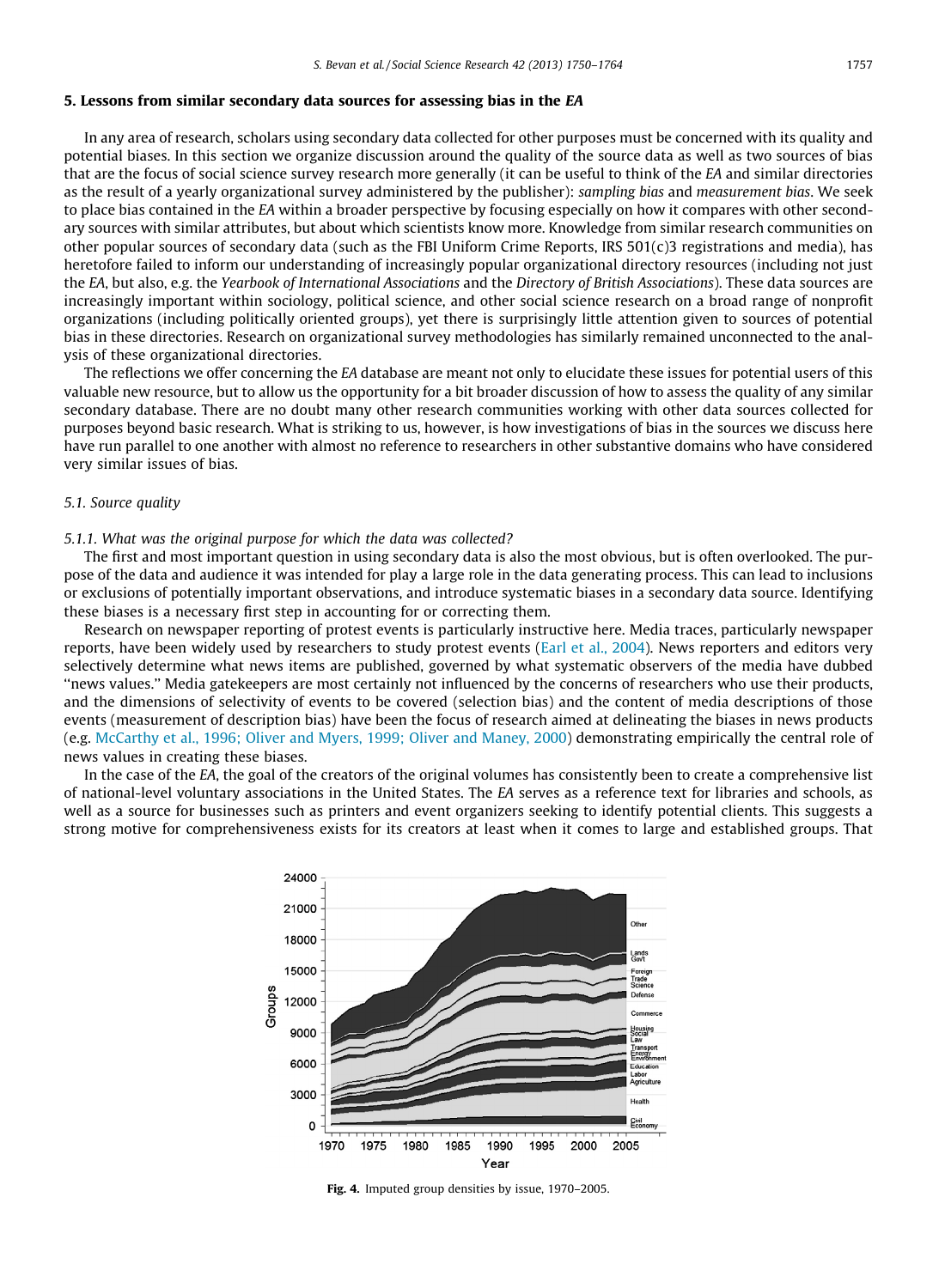## 5. Lessons from similar secondary data sources for assessing bias in the *EA*

In any area of research, scholars using secondary data collected for other purposes must be concerned with its quality and potential biases. In this section we organize discussion around the quality of the source data as well as two sources of bias that are the focus of social science survey research more generally (it can be useful to think of the *EA* and similar directories as the result of a yearly organizational survey administered by the publisher): *sampling bias* and *measurement bias*. We seek to place bias contained in the *EA* within a broader perspective by focusing especially on how it compares with other secondary sources with similar attributes, but about which scientists know more. Knowledge from similar research communities on other popular sources of secondary data (such as the FBI Uniform Crime Reports, IRS 501(c)3 registrations and media), has heretofore failed to inform our understanding of increasingly popular organizational directory resources (including not just the *EA*, but also, e.g. the *Yearbook of International Associations* and the *Directory of British Associations*). These data sources are increasingly important within sociology, political science, and other social science research on a broad range of nonprofit organizations (including politically oriented groups), yet there is surprisingly little attention given to sources of potential bias in these directories. Research on organizational survey methodologies has similarly remained unconnected to the analysis of these organizational directories.

The reflections we offer concerning the *EA* database are meant not only to elucidate these issues for potential users of this valuable new resource, but to allow us the opportunity for a bit broader discussion of how to assess the quality of any similar secondary database. There are no doubt many other research communities working with other data sources collected for purposes beyond basic research. What is striking to us, however, is how investigations of bias in the sources we discuss here have run parallel to one another with almost no reference to researchers in other substantive domains who have considered very similar issues of bias.

### 5.1. Source quality

#### 5.1.1. What was the original purpose for which the data was collected?

The first and most important question in using secondary data is also the most obvious, but is often overlooked. The purpose of the data and audience it was intended for play a large role in the data generating process. This can lead to inclusions or exclusions of potentially important observations, and introduce systematic biases in a secondary data source. Identifying these biases is a necessary first step in accounting for or correcting them.

Research on newspaper reporting of protest events is particularly instructive here. Media traces, particularly newspaper reports, have been widely used by researchers to study protest events (Earl et al., 2004). News reporters and editors very selectively determine what news items are published, governed by what systematic observers of the media have dubbed "news values." Media gatekeepers are most certainly not influenced by the concerns of researchers who use their products, and the dimensions of selectivity of events to be covered (selection bias) and the content of media descriptions of those events (measurement of description bias) have been the focus of research aimed at delineating the biases in news products (e.g. McCarthy et al., 1996; Oliver and Myers, 1999; Oliver and Maney, 2000) demonstrating empirically the central role of news values in creating these biases.

In the case of the *EA*, the goal of the creators of the original volumes has consistently been to create a comprehensive list of national-level voluntary associations in the United States. The *EA* serves as a reference text for libraries and schools, as well as a source for businesses such as printers and event organizers seeking to identify potential clients. This suggests a strong motive for comprehensiveness exists for its creators at least when it comes to large and established groups. That

**Fig. 4.** Imputed group densities by issue, 1970–2005.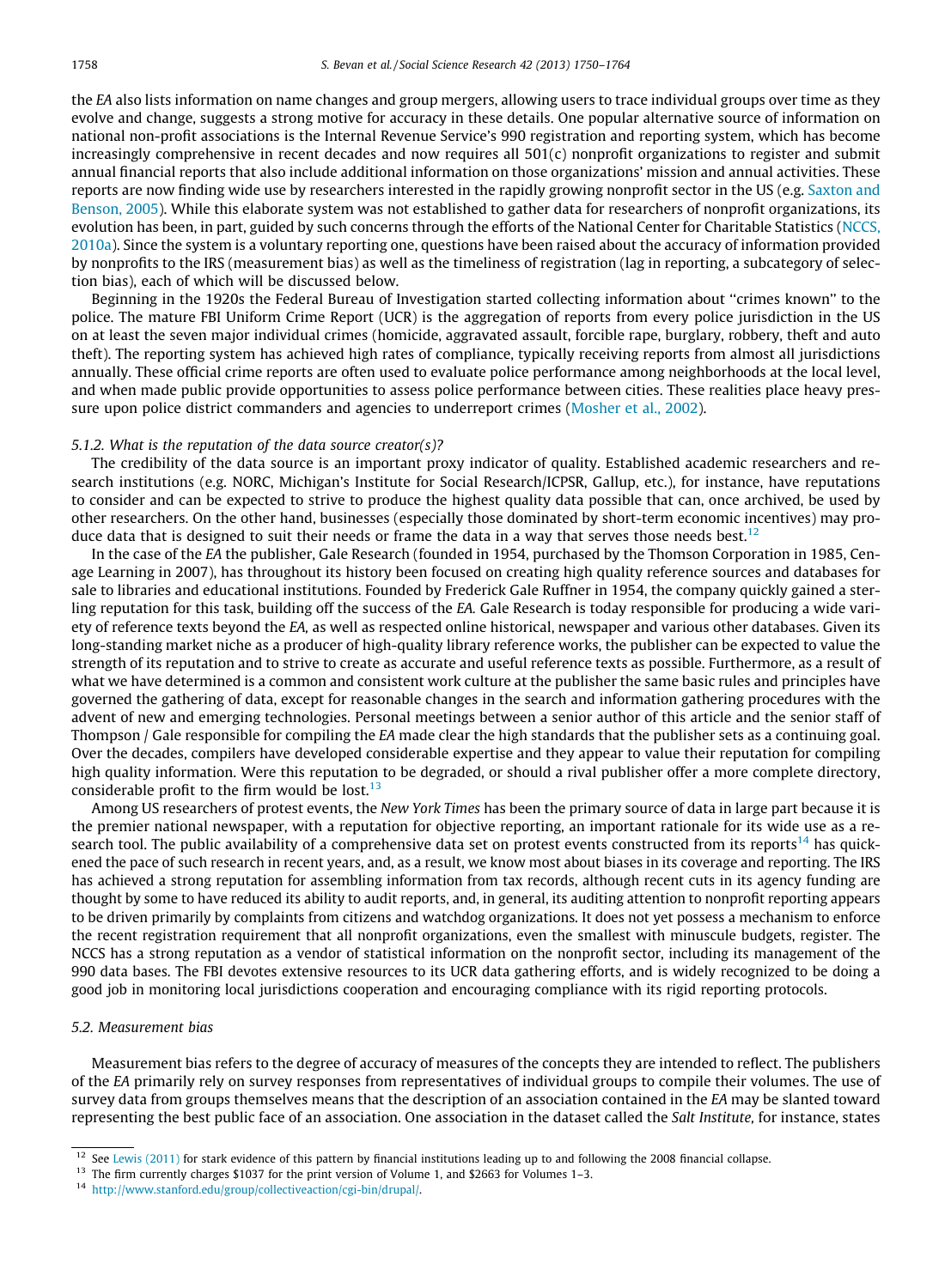the *EA* also lists information on name changes and group mergers, allowing users to trace individual groups over time as they evolve and change, suggests a strong motive for accuracy in these details. One popular alternative source of information on national non-profit associations is the Internal Revenue Service's 990 registration and reporting system, which has become increasingly comprehensive in recent decades and now requires all 501(c) nonprofit organizations to register and submit annual financial reports that also include additional information on those organizations' mission and annual activities. These reports are now finding wide use by researchers interested in the rapidly growing nonprofit sector in the US (e.g. Saxton and Benson, 2005). While this elaborate system was not established to gather data for researchers of nonprofit organizations, its evolution has been, in part, guided by such concerns through the efforts of the National Center for Charitable Statistics (NCCS, 2010a). Since the system is a voluntary reporting one, questions have been raised about the accuracy of information provided by nonprofits to the IRS (measurement bias) as well as the timeliness of registration (lag in reporting, a subcategory of selection bias), each of which will be discussed below.

Beginning in the 1920s the Federal Bureau of Investigation started collecting information about ''crimes known'' to the police. The mature FBI Uniform Crime Report (UCR) is the aggregation of reports from every police jurisdiction in the US on at least the seven major individual crimes (homicide, aggravated assault, forcible rape, burglary, robbery, theft and auto theft). The reporting system has achieved high rates of compliance, typically receiving reports from almost all jurisdictions annually. These official crime reports are often used to evaluate police performance among neighborhoods at the local level, and when made public provide opportunities to assess police performance between cities. These realities place heavy pressure upon police district commanders and agencies to underreport crimes (Mosher et al., 2002).

### 5.1.2. What is the reputation of the data source creator(s)?

The credibility of the data source is an important proxy indicator of quality. Established academic researchers and research institutions (e.g. NORC, Michigan's Institute for Social Research/ICPSR, Gallup, etc.), for instance, have reputations to consider and can be expected to strive to produce the highest quality data possible that can, once archived, be used by other researchers. On the other hand, businesses (especially those dominated by short-term economic incentives) may produce data that is designed to suit their needs or frame the data in a way that serves those needs best.[12]

In the case of the *EA* the publisher, Gale Research (founded in 1954, purchased by the Thomson Corporation in 1985, Cenage Learning in 2007), has throughout its history been focused on creating high quality reference sources and databases for sale to libraries and educational institutions. Founded by Frederick Gale Ruffner in 1954, the company quickly gained a sterling reputation for this task, building off the success of the *EA.* Gale Research is today responsible for producing a wide variety of reference texts beyond the *EA,* as well as respected online historical, newspaper and various other databases. Given its long-standing market niche as a producer of high-quality library reference works, the publisher can be expected to value the strength of its reputation and to strive to create as accurate and useful reference texts as possible. Furthermore, as a result of what we have determined is a common and consistent work culture at the publisher the same basic rules and principles have governed the gathering of data, except for reasonable changes in the search and information gathering procedures with the advent of new and emerging technologies. Personal meetings between a senior author of this article and the senior staff of Thompson / Gale responsible for compiling the *EA* made clear the high standards that the publisher sets as a continuing goal. Over the decades, compilers have developed considerable expertise and they appear to value their reputation for compiling high quality information. Were this reputation to be degraded, or should a rival publisher offer a more complete directory, considerable profit to the firm would be lost.[13]

Among US researchers of protest events, the *New York Times* has been the primary source of data in large part because it is the premier national newspaper, with a reputation for objective reporting, an important rationale for its wide use as a research tool. The public availability of a comprehensive data set on protest events constructed from its reports[14] has quickened the pace of such research in recent years, and, as a result, we know most about biases in its coverage and reporting. The IRS has achieved a strong reputation for assembling information from tax records, although recent cuts in its agency funding are thought by some to have reduced its ability to audit reports, and, in general, its auditing attention to nonprofit reporting appears to be driven primarily by complaints from citizens and watchdog organizations. It does not yet possess a mechanism to enforce the recent registration requirement that all nonprofit organizations, even the smallest with minuscule budgets, register. The NCCS has a strong reputation as a vendor of statistical information on the nonprofit sector, including its management of the 990 data bases. The FBI devotes extensive resources to its UCR data gathering efforts, and is widely recognized to be doing a good job in monitoring local jurisdictions cooperation and encouraging compliance with its rigid reporting protocols.

## 5.2. Measurement bias

Measurement bias refers to the degree of accuracy of measures of the concepts they are intended to reflect. The publishers of the *EA* primarily rely on survey responses from representatives of individual groups to compile their volumes. The use of survey data from groups themselves means that the description of an association contained in the *EA* may be slanted toward representing the best public face of an association. One association in the dataset called the *Salt Institute,* for instance, states

[12] See Lewis (2011) for stark evidence of this pattern by financial institutions leading up to and following the 2008 financial collapse.

[13] The firm currently charges $1037 for the print version of Volume 1, and $2663 for Volumes 1–3.

[14] http://www.stanford.edu/group/collectiveaction/cgi-bin/drupal/.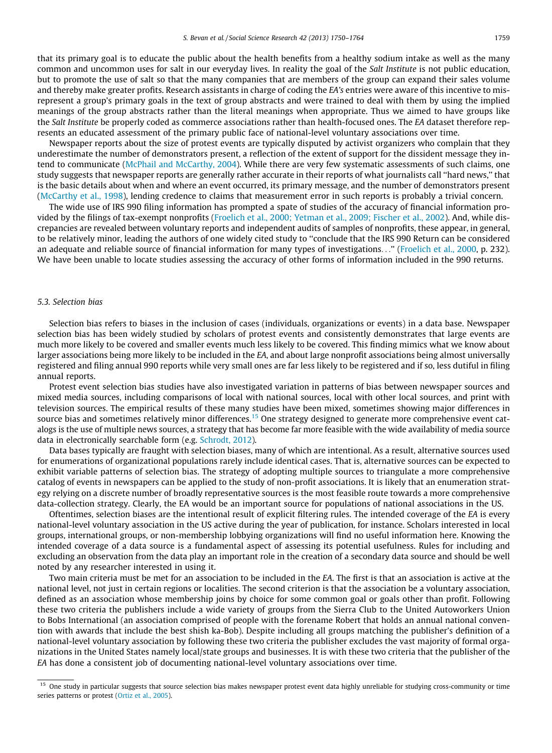that its primary goal is to educate the public about the health benefits from a healthy sodium intake as well as the many common and uncommon uses for salt in our everyday lives. In reality the goal of the *Salt Institute* is not public education, but to promote the use of salt so that the many companies that are members of the group can expand their sales volume and thereby make greater profits. Research assistants in charge of coding the *EA's* entries were aware of this incentive to misrepresent a group's primary goals in the text of group abstracts and were trained to deal with them by using the implied meanings of the group abstracts rather than the literal meanings when appropriate. Thus we aimed to have groups like the *Salt Institute* be properly coded as commerce associations rather than health-focused ones. The *EA* dataset therefore represents an educated assessment of the primary public face of national-level voluntary associations over time.

Newspaper reports about the size of protest events are typically disputed by activist organizers who complain that they underestimate the number of demonstrators present, a reflection of the extent of support for the dissident message they intend to communicate (McPhail and McCarthy, 2004). While there are very few systematic assessments of such claims, one study suggests that newspaper reports are generally rather accurate in their reports of what journalists call "hard news," that is the basic details about when and where an event occurred, its primary message, and the number of demonstrators present (McCarthy et al., 1998), lending credence to claims that measurement error in such reports is probably a trivial concern.

The wide use of IRS 990 filing information has prompted a spate of studies of the accuracy of financial information provided by the filings of tax-exempt nonprofits (Froelich et al., 2000; Yetman et al., 2009; Fischer et al., 2002). And, while discrepancies are revealed between voluntary reports and independent audits of samples of nonprofits, these appear, in general, to be relatively minor, leading the authors of one widely cited study to "conclude that the IRS 990 Return can be considered an adequate and reliable source of financial information for many types of investigations..." (Froelich et al., 2000, p. 232). We have been unable to locate studies assessing the accuracy of other forms of information included in the 990 returns.

### 5.3. Selection bias

Selection bias refers to biases in the inclusion of cases (individuals, organizations or events) in a data base. Newspaper selection bias has been widely studied by scholars of protest events and consistently demonstrates that large events are much more likely to be covered and smaller events much less likely to be covered. This finding mimics what we know about larger associations being more likely to be included in the *EA*, and about large nonprofit associations being almost universally registered and filing annual 990 reports while very small ones are far less likely to be registered and if so, less dutiful in filing annual reports.

Protest event selection bias studies have also investigated variation in patterns of bias between newspaper sources and mixed media sources, including comparisons of local with national sources, local with other local sources, and print with television sources. The empirical results of these many studies have been mixed, sometimes showing major differences in source bias and sometimes relatively minor differences.[15] One strategy designed to generate more comprehensive event catalogs is the use of multiple news sources, a strategy that has become far more feasible with the wide availability of media source data in electronically searchable form (e.g. Schrodt, 2012).

Data bases typically are fraught with selection biases, many of which are intentional. As a result, alternative sources used for enumerations of organizational populations rarely include identical cases. That is, alternative sources can be expected to exhibit variable patterns of selection bias. The strategy of adopting multiple sources to triangulate a more comprehensive catalog of events in newspapers can be applied to the study of non-profit associations. It is likely that an enumeration strategy relying on a discrete number of broadly representative sources is the most feasible route towards a more comprehensive data-collection strategy. Clearly, the EA would be an important source for populations of national associations in the US.

Oftentimes, selection biases are the intentional result of explicit filtering rules. The intended coverage of the *EA* is every national-level voluntary association in the US active during the year of publication, for instance. Scholars interested in local groups, international groups, or non-membership lobbying organizations will find no useful information here. Knowing the intended coverage of a data source is a fundamental aspect of assessing its potential usefulness. Rules for including and excluding an observation from the data play an important role in the creation of a secondary data source and should be well noted by any researcher interested in using it.

Two main criteria must be met for an association to be included in the *EA*. The first is that an association is active at the national level, not just in certain regions or localities. The second criterion is that the association be a voluntary association, defined as an association whose membership joins by choice for some common goal or goals other than profit. Following these two criteria the publishers include a wide variety of groups from the Sierra Club to the United Autoworkers Union to Bobs International (an association comprised of people with the forename Robert that holds an annual national convention with awards that include the best shish ka-Bob). Despite including all groups matching the publisher's definition of a national-level voluntary association by following these two criteria the publisher excludes the vast majority of formal organizations in the United States namely local/state groups and businesses. It is with these two criteria that the publisher of the *EA* has done a consistent job of documenting national-level voluntary associations over time.

---

[15] One study in particular suggests that source selection bias makes newspaper protest event data highly unreliable for studying cross-community or time series patterns or protest (Ortiz et al., 2005).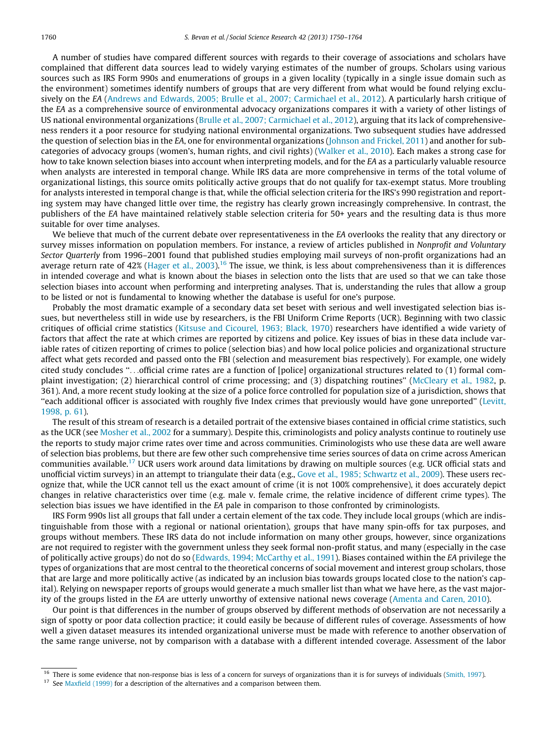A number of studies have compared different sources with regards to their coverage of associations and scholars have complained that different data sources lead to widely varying estimates of the number of groups. Scholars using various sources such as IRS Form 990s and enumerations of groups in a given locality (typically in a single issue domain such as the environment) sometimes identify numbers of groups that are very different from what would be found relying exclusively on the *EA* (Andrews and Edwards, 2005; Brulle et al., 2007; Carmichael et al., 2012). A particularly harsh critique of the *EA* as a comprehensive source of environmental advocacy organizations compares it with a variety of other listings of US national environmental organizations (Brulle et al., 2007; Carmichael et al., 2012), arguing that its lack of comprehensiveness renders it a poor resource for studying national environmental organizations. Two subsequent studies have addressed the question of selection bias in the *EA*, one for environmental organizations (Johnson and Frickel, 2011) and another for subcategories of advocacy groups (women's, human rights, and civil rights) (Walker et al., 2010). Each makes a strong case for how to take known selection biases into account when interpreting models, and for the *EA* as a particularly valuable resource when analysts are interested in temporal change. While IRS data are more comprehensive in terms of the total volume of organizational listings, this source omits politically active groups that do not qualify for tax-exempt status. More troubling for analysts interested in temporal change is that, while the official selection criteria for the IRS's 990 registration and reporting system may have changed little over time, the registry has clearly grown increasingly comprehensive. In contrast, the publishers of the *EA* have maintained relatively stable selection criteria for 50+ years and the resulting data is thus more suitable for over time analyses.

We believe that much of the current debate over representativeness in the *EA* overlooks the reality that any directory or survey misses information on population members. For instance, a review of articles published in *Nonprofit and Voluntary Sector Quarterly* from 1996–2001 found that published studies employing mail surveys of non-profit organizations had an average return rate of 42% (Hager et al., 2003).[16] The issue, we think, is less about comprehensiveness than it is differences in intended coverage and what is known about the biases in selection onto the lists that are used so that we can take those selection biases into account when performing and interpreting analyses. That is, understanding the rules that allow a group to be listed or not is fundamental to knowing whether the database is useful for one's purpose.

Probably the most dramatic example of a secondary data set beset with serious and well investigated selection bias issues, but nevertheless still in wide use by researchers, is the FBI Uniform Crime Reports (UCR). Beginning with two classic critiques of official crime statistics (Kitsuse and Cicourel, 1963; Black, 1970) researchers have identified a wide variety of factors that affect the rate at which crimes are reported by citizens and police. Key issues of bias in these data include variable rates of citizen reporting of crimes to police (selection bias) and how local police policies and organizational structure affect what gets recorded and passed onto the FBI (selection and measurement bias respectively). For example, one widely cited study concludes "...official crime rates are a function of [police] organizational structures related to (1) formal complaint investigation; (2) hierarchical control of crime processing; and (3) dispatching routines" (McCleary et al., 1982, p. 361). And, a more recent study looking at the size of a police force controlled for population size of a jurisdiction, shows that "each additional officer is associated with roughly five Index crimes that previously would have gone unreported" (Levitt, 1998, p. 61).

The result of this stream of research is a detailed portrait of the extensive biases contained in official crime statistics, such as the UCR (see Mosher et al., 2002 for a summary). Despite this, criminologists and policy analysts continue to routinely use the reports to study major crime rates over time and across communities. Criminologists who use these data are well aware of selection bias problems, but there are few other such comprehensive time series sources of data on crime across American communities available.[17] UCR users work around data limitations by drawing on multiple sources (e.g. UCR official stats and unofficial victim surveys) in an attempt to triangulate their data (e.g., Gove et al., 1985; Schwartz et al., 2009). These users recognize that, while the UCR cannot tell us the exact amount of crime (it is not 100% comprehensive), it does accurately depict changes in relative characteristics over time (e.g. male v. female crime, the relative incidence of different crime types). The selection bias issues we have identified in the *EA* pale in comparison to those confronted by criminologists.

IRS Form 990s list all groups that fall under a certain element of the tax code. They include local groups (which are indistinguishable from those with a regional or national orientation), groups that have many spin-offs for tax purposes, and groups without members. These IRS data do not include information on many other groups, however, since organizations are not required to register with the government unless they seek formal non-profit status, and many (especially in the case of politically active groups) do not do so (Edwards, 1994; McCarthy et al., 1991). Biases contained within the *EA* privilege the types of organizations that are most central to the theoretical concerns of social movement and interest group scholars, those that are large and more politically active (as indicated by an inclusion bias towards groups located close to the nation's capital). Relying on newspaper reports of groups would generate a much smaller list than what we have here, as the vast majority of the groups listed in the *EA* are utterly unworthy of extensive national news coverage (Amenta and Caren, 2010).

Our point is that differences in the number of groups observed by different methods of observation are not necessarily a sign of spotty or poor data collection practice; it could easily be because of different rules of coverage. Assessments of how well a given dataset measures its intended organizational universe must be made with reference to another observation of the same range universe, not by comparison with a database with a different intended coverage. Assessment of the labor

---

[16] There is some evidence that non-response bias is less of a concern for surveys of organizations than it is for surveys of individuals (Smith, 1997).

[17] See Maxfield (1999) for a description of the alternatives and a comparison between them.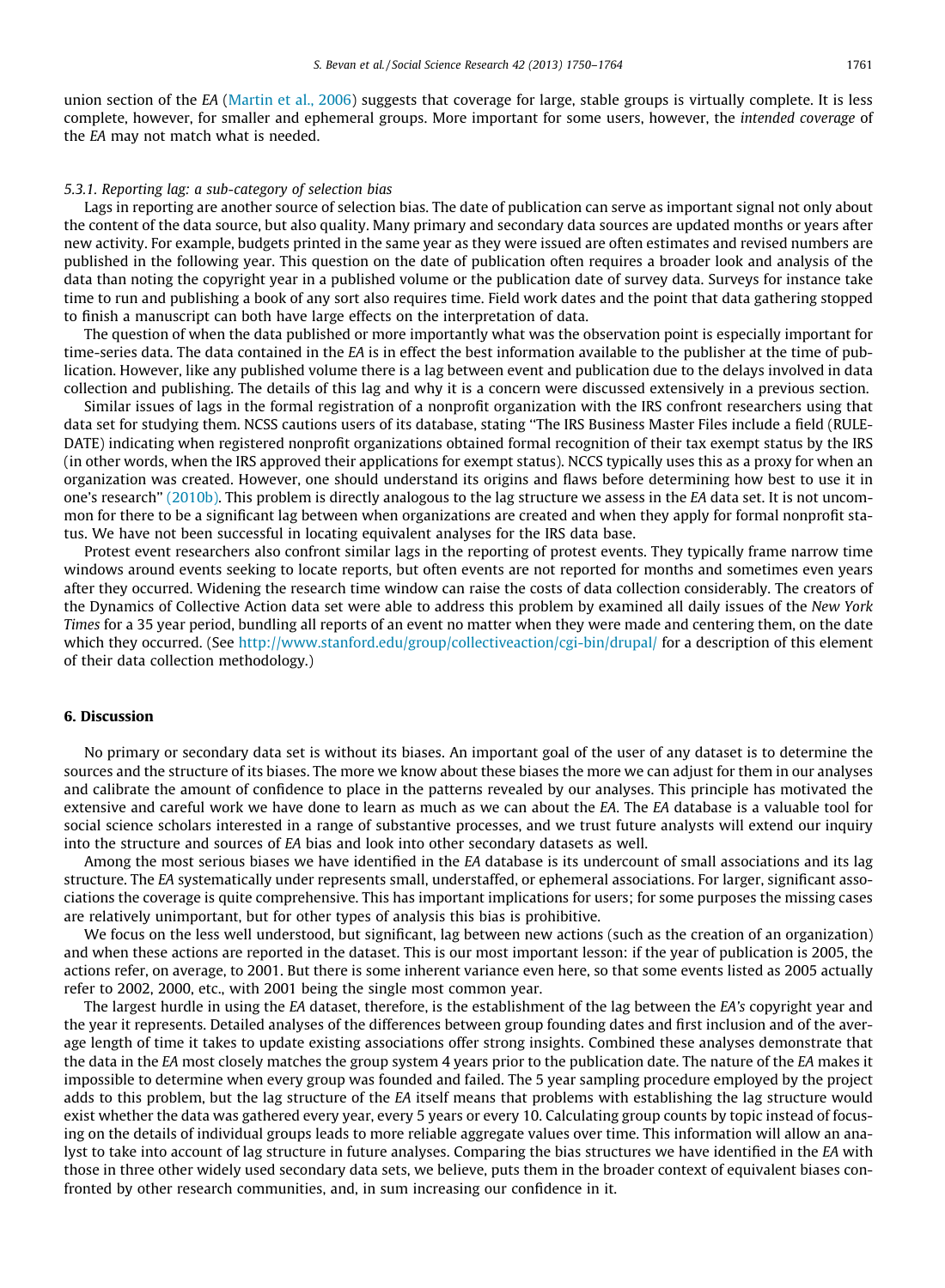union section of the *EA* (Martin et al., 2006) suggests that coverage for large, stable groups is virtually complete. It is less complete, however, for smaller and ephemeral groups. More important for some users, however, the *intended coverage* of the *EA* may not match what is needed.

#### 5.3.1. Reporting lag: a sub-category of selection bias

Lags in reporting are another source of selection bias. The date of publication can serve as important signal not only about the content of the data source, but also quality. Many primary and secondary data sources are updated months or years after new activity. For example, budgets printed in the same year as they were issued are often estimates and revised numbers are published in the following year. This question on the date of publication often requires a broader look and analysis of the data than noting the copyright year in a published volume or the publication date of survey data. Surveys for instance take time to run and publishing a book of any sort also requires time. Field work dates and the point that data gathering stopped to finish a manuscript can both have large effects on the interpretation of data.

The question of when the data published or more importantly what was the observation point is especially important for time-series data. The data contained in the *EA* is in effect the best information available to the publisher at the time of publication. However, like any published volume there is a lag between event and publication due to the delays involved in data collection and publishing. The details of this lag and why it is a concern were discussed extensively in a previous section.

Similar issues of lags in the formal registration of a nonprofit organization with the IRS confront researchers using that data set for studying them. NCSS cautions users of its database, stating "The IRS Business Master Files include a field (RULEDATE) indicating when registered nonprofit organizations obtained formal recognition of their tax exempt status by the IRS (in other words, when the IRS approved their applications for exempt status). NCSS typically uses this as a proxy for when an organization was created. However, one should understand its origins and flaws before determining how best to use it in one's research" (2010b). This problem is directly analogous to the lag structure we assess in the *EA* data set. It is not uncommon for there to be a significant lag between when organizations are created and when they apply for formal nonprofit status. We have not been successful in locating equivalent analyses for the IRS data base.

Protest event researchers also confront similar lags in the reporting of protest events. They typically frame narrow time windows around events seeking to locate reports, but often events are not reported for months and sometimes even years after they occurred. Widening the research time window can raise the costs of data collection considerably. The creators of the Dynamics of Collective Action data set were able to address this problem by examined all daily issues of the *New York Times* for a 35 year period, bundling all reports of an event no matter when they were made and centering them, on the date which they occurred. (See http://www.stanford.edu/group/collectiveaction/cgi-bin/drupal/ for a description of this element of their data collection methodology.)

## 6. Discussion

No primary or secondary data set is without its biases. An important goal of the user of any dataset is to determine the sources and the structure of its biases. The more we know about these biases the more we can adjust for them in our analyses and calibrate the amount of confidence to place in the patterns revealed by our analyses. This principle has motivated the extensive and careful work we have done to learn as much as we can about the *EA*. The *EA* database is a valuable tool for social science scholars interested in a range of substantive processes, and we trust future analysts will extend our inquiry into the structure and sources of *EA* bias and look into other secondary datasets as well.

Among the most serious biases we have identified in the *EA* database is its undercount of small associations and its lag structure. The *EA* systematically under represents small, understaffed, or ephemeral associations. For larger, significant associations the coverage is quite comprehensive. This has important implications for users; for some purposes the missing cases are relatively unimportant, but for other types of analysis this bias is prohibitive.

We focus on the less well understood, but significant, lag between new actions (such as the creation of an organization) and when these actions are reported in the dataset. This is our most important lesson: if the year of publication is 2005, the actions refer, on average, to 2001. But there is some inherent variance even here, so that some events listed as 2005 actually refer to 2002, 2000, etc., with 2001 being the single most common year.

The largest hurdle in using the *EA* dataset, therefore, is the establishment of the lag between the *EA's* copyright year and the year it represents. Detailed analyses of the differences between group founding dates and first inclusion and of the average length of time it takes to update existing associations offer strong insights. Combined these analyses demonstrate that the data in the *EA* most closely matches the group system 4 years prior to the publication date. The nature of the *EA* makes it impossible to determine when every group was founded and failed. The 5 year sampling procedure employed by the project adds to this problem, but the lag structure of the *EA* itself means that problems with establishing the lag structure would exist whether the data was gathered every year, every 5 years or every 10. Calculating group counts by topic instead of focusing on the details of individual groups leads to more reliable aggregate values over time. This information will allow an analyst to take into account of lag structure in future analyses. Comparing the bias structures we have identified in the *EA* with those in three other widely used secondary data sets, we believe, puts them in the broader context of equivalent biases confronted by other research communities, and, in sum increasing our confidence in it.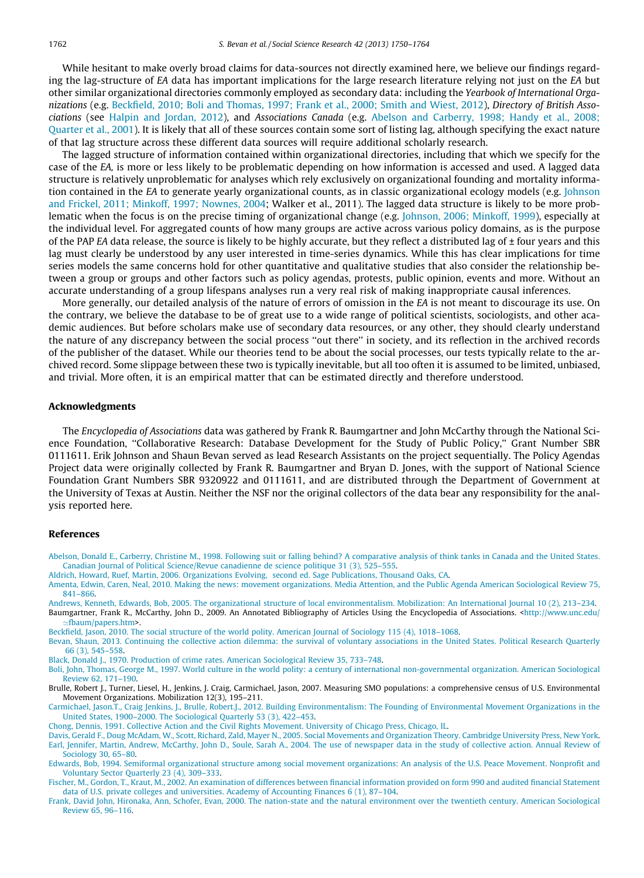While hesitant to make overly broad claims for data-sources not directly examined here, we believe our findings regarding the lag-structure of *EA* data has important implications for the large research literature relying not just on the *EA* but other similar organizational directories commonly employed as secondary data: including the *Yearbook of International Organizations* (e.g. Beckfield, 2010; Boli and Thomas, 1997; Frank et al., 2000; Smith and Wiest, 2012), *Directory of British Associations* (see Halpin and Jordan, 2012), and *Associations Canada* (e.g. Abelson and Carberry, 1998; Handy et al., 2008; Quarter et al., 2001). It is likely that all of these sources contain some sort of listing lag, although specifying the exact nature of that lag structure across these different data sources will require additional scholarly research.

The lagged structure of information contained within organizational directories, including that which we specify for the case of the *EA*, is more or less likely to be problematic depending on how information is accessed and used. A lagged data structure is relatively unproblematic for analyses which rely exclusively on organizational founding and mortality information contained in the *EA* to generate yearly organizational counts, as in classic organizational ecology models (e.g. Johnson and Frickel, 2011; Minkoff, 1997; Nownes, 2004; Walker et al., 2011). The lagged data structure is likely to be more problematic when the focus is on the precise timing of organizational change (e.g. Johnson, 2006; Minkoff, 1999), especially at the individual level. For aggregated counts of how many groups are active across various policy domains, as is the purpose of the PAP *EA* data release, the source is likely to be highly accurate, but they reflect a distributed lag of ± four years and this lag must clearly be understood by any user interested in time-series dynamics. While this has clear implications for time series models the same concerns hold for other quantitative and qualitative studies that also consider the relationship between a group or groups and other factors such as policy agendas, protests, public opinion, events and more. Without an accurate understanding of a group lifespans analyses run a very real risk of making inappropriate causal inferences.

More generally, our detailed analysis of the nature of errors of omission in the *EA* is not meant to discourage its use. On the contrary, we believe the database to be of great use to a wide range of political scientists, sociologists, and other academic audiences. But before scholars make use of secondary data resources, or any other, they should clearly understand the nature of any discrepancy between the social process "out there" in society, and its reflection in the archived records of the publisher of the dataset. While our theories tend to be about the social processes, our tests typically relate to the archived record. Some slippage between these two is typically inevitable, but all too often it is assumed to be limited, unbiased, and trivial. More often, it is an empirical matter that can be estimated directly and therefore understood.

## Acknowledgments

The *Encyclopedia of Associations* data was gathered by Frank R. Baumgartner and John McCarthy through the National Science Foundation, "Collaborative Research: Database Development for the Study of Public Policy," Grant Number SBR 0111611. Erik Johnson and Shaun Bevan served as lead Research Assistants on the project sequentially. The Policy Agendas Project data were originally collected by Frank R. Baumgartner and Bryan D. Jones, with the support of National Science Foundation Grant Numbers SBR 9320922 and 0111611, and are distributed through the Department of Government at the University of Texas at Austin. Neither the NSF nor the original collectors of the data bear any responsibility for the analysis reported here.

## References

Abelson, Donald E., Carberry, Christine M., 1998. Following suit or falling behind? A comparative analysis of think tanks in Canada and the United States. Canadian Journal of Political Science/Revue canadienne de science politique 31 (3), 525–555.

Aldrich, Howard, Ruef, Martin, 2006. Organizations Evolving, second ed. Sage Publications, Thousand Oaks, CA.

Amenta, Edwin, Caren, Neal, 2010. Making the news: movement organizations. Media Attention, and the Public Agenda American Sociological Review 75, 841–866.

Andrews, Kenneth, Edwards, Bob, 2005. The organizational structure of local environmentalism. Mobilization: An International Journal 10 (2), 213–234.

Baumgartner, Frank R., McCarthy, John D., 2009. An Annotated Bibliography of Articles Using the Encyclopedia of Associations. <http://www.unc.edu/~fbaum/papers.htm>.

Beckfield, Jason, 2010. The social structure of the world polity. American Journal of Sociology 115 (4), 1018–1068.

Bevan, Shaun, 2013. Continuing the collective action dilemma: the survival of voluntary associations in the United States. Political Research Quarterly 66 (3), 545–558.

Black, Donald J., 1970. Production of crime rates. American Sociological Review 35, 733–748.

Boli, John, Thomas, George M., 1997. World culture in the world polity: a century of international non-governmental organization. American Sociological Review 62, 171–190.

Brulle, Robert J., Turner, Liesel, H., Jenkins, J. Craig, Carmichael, Jason, 2007. Measuring SMO populations: a comprehensive census of U.S. Environmental Movement Organizations. Mobilization 12(3), 195–211.

Carmichael, Jason.T., Craig Jenkins, J., Brulle, Robert.J., 2012. Building Environmentalism: The Founding of Environmental Movement Organizations in the United States, 1900–2000. The Sociological Quarterly 53 (3), 422–453.

Chong, Dennis, 1991. Collective Action and the Civil Rights Movement. University of Chicago Press, Chicago, IL.

Davis, Gerald F., Doug McAdam, W., Scott, Richard, Zald, Mayer N., 2005. Social Movements and Organization Theory. Cambridge University Press, New York.

Earl, Jennifer, Martin, Andrew, McCarthy, John D., Soule, Sarah A., 2004. The use of newspaper data in the study of collective action. Annual Review of Sociology 30, 65–80.

Edwards, Bob, 1994. Semiformal organizational structure among social movement organizations: An analysis of the U.S. Peace Movement. Nonprofit and Voluntary Sector Quarterly 23 (4), 309–333.

Fischer, M., Gordon, T., Kraut, M., 2002. An examination of differences between financial information provided on form 990 and audited financial Statement data of U.S. private colleges and universities. Academy of Accounting Finances 6 (1), 87–104.

Frank, David John, Hironaka, Ann, Schofer, Evan, 2000. The nation-state and the natural environment over the twentieth century. American Sociological Review 65, 96–116.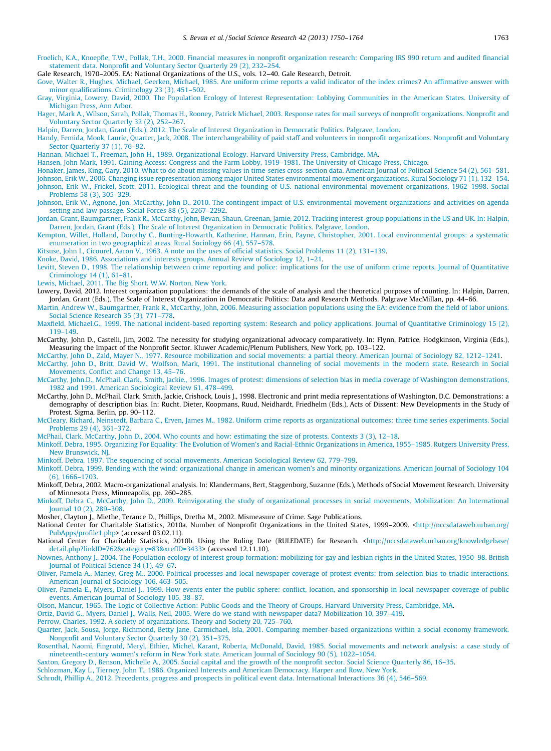Froelich, K.A., Knoepfle, T.W., Pollak, T.H., 2000. Financial measures in nonprofit organization research: Comparing IRS 990 return and audited financial statement data. Nonprofit and Voluntary Sector Quarterly 29 (2), 232–254.

Gale Research, 1970–2005. EA: National Organizations of the U.S., vols. 12–40. Gale Research, Detroit.

Gove, Walter R., Hughes, Michael, Geerken, Michael, 1985. Are uniform crime reports a valid indicator of the index crimes? An affirmative answer with minor qualifications. Criminology 23 (3), 451–502.

Gray, Virginia, Lowery, David, 2000. The Population Ecology of Interest Representation: Lobbying Communities in the American States. University of Michigan Press, Ann Arbor.

Hager, Mark A., Wilson, Sarah, Pollak, Thomas H., Rooney, Patrick Michael, 2003. Response rates for mail surveys of nonprofit organizations. Nonprofit and Voluntary Sector Quarterly 32 (2), 252–267.

Halpin, Darren, Jordan, Grant (Eds.), 2012. The Scale of Interest Organization in Democratic Politics. Palgrave, London.

Handy, Femida, Mook, Laurie, Quarter, Jack, 2008. The interchangeability of paid staff and volunteers in nonprofit organizations. Nonprofit and Voluntary Sector Quarterly 37 (1), 76–92.

Hannan, Michael T., Freeman, John H., 1989. Organizational Ecology. Harvard University Press, Cambridge, MA.

Hansen, John Mark, 1991. Gaining Access: Congress and the Farm Lobby, 1919–1981. The University of Chicago Press, Chicago.

Honaker, James, King, Gary, 2010. What to do about missing values in time-series cross-section data. American Journal of Political Science 54 (2), 561–581.

Johnson, Erik W., 2006. Changing issue representation among major United States environmental movement organizations. Rural Sociology 71 (1), 132–154.

Johnson, Erik W., Frickel, Scott, 2011. Ecological threat and the founding of U.S. national environmental movement organizations, 1962–1998. Social Problems 58 (3), 305–329.

Johnson, Erik W., Agnone, Jon, McCarthy, John D., 2010. The contingent impact of U.S. environmental movement organizations and activities on agenda setting and law passage. Social Forces 88 (5), 2267–2292.

Jordan, Grant, Baumgartner, Frank R., McCarthy, John, Bevan, Shaun, Greenan, Jamie, 2012. Tracking interest-group populations in the US and UK. In: Halpin, Darren, Jordan, Grant (Eds.), The Scale of Interest Organization in Democratic Politics. Palgrave, London.

Kempton, Willet, Holland, Dorothy C., Bunting-Howarth, Katherine, Hannan, Erin, Payne, Christopher, 2001. Local environmental groups: a systematic enumeration in two geographical areas. Rural Sociology 66 (4), 557–578.

Kitsuse, John I., Cicourel, Aaron V., 1963. A note on the uses of official statistics. Social Problems 11 (2), 131–139.

Knoke, David, 1986. Associations and interests groups. Annual Review of Sociology 12, 1–21.

Levitt, Steven D., 1998. The relationship between crime reporting and police: implications for the use of uniform crime reports. Journal of Quantitative Criminology 14 (1), 61–81.

Lewis, Michael, 2011. The Big Short. W.W. Norton, New York.

Lowery, David, 2012. Interest organization populations: the demands of the scale of analysis and the theoretical purposes of counting. In: Halpin, Darren, Jordan, Grant (Eds.), The Scale of Interest Organization in Democratic Politics: Data and Research Methods. Palgrave MacMillan, pp. 44–66.

Martin, Andrew W., Baumgartner, Frank R., McCarthy, John, 2006. Measuring association populations using the EA: evidence from the field of labor unions. Social Science Research 35 (3), 771–778.

Maxfield, Michael.G., 1999. The national incident-based reporting system: Research and policy applications. Journal of Quantitative Criminology 15 (2), 119–149.

McCarthy, John D., Castelli, Jim, 2002. The necessity for studying organizational advocacy comparatively. In: Flynn, Patrice, Hodgkinson, Virginia (Eds.), Measuring the Impact of the Nonprofit Sector. Kluwer Academic/Plenum Publishers, New York, pp. 103–122.

McCarthy, John D., Zald, Mayer N., 1977. Resource mobilization and social movements: a partial theory. American Journal of Sociology 82, 1212–1241.

McCarthy, John D., Britt, David W., Wolfson, Mark, 1991. The institutional channeling of social movements in the modern state. Research in Social Movements, Conflict and Change 13, 45–76.

McCarthy, John.D., McPhail, Clark., Smith, Jackie., 1996. Images of protest: dimensions of selection bias in media coverage of Washington demonstrations, 1982 and 1991. American Sociological Review 61, 478–499.

McCarthy, John D., McPhail, Clark, Smith, Jackie, Crishock, Louis J., 1998. Electronic and print media representations of Washington, D.C. Demonstrations: a demography of description bias. In: Rucht, Dieter, Koopmans, Ruud, Neidhardt, Friedhelm (Eds.), Acts of Dissent: New Developments in the Study of Protest. Sigma, Berlin, pp. 90–112.

McCleary, Richard, Neinstedt, Barbara C., Erven, James M., 1982. Uniform crime reports as organizational outcomes: three time series experiments. Social Problems 29 (4), 361–372.

McPhail, Clark, McCarthy, John D., 2004. Who counts and how: estimating the size of protests. Contexts 3 (3), 12–18.

Minkoff, Debra, 1995. Organizing For Equality: The Evolution of Women's and Racial-Ethnic Organizations in America, 1955–1985. Rutgers University Press, New Brunswick, NJ.

Minkoff, Debra, 1997. The sequencing of social movements. American Sociological Review 62, 779–799.

Minkoff, Debra, 1999. Bending with the wind: organizational change in american women's and minority organizations. American Journal of Sociology 104 (6), 1666–1703.

Minkoff, Debra, 2002. Macro-organizational analysis. In: Klandermans, Bert, Staggenborg, Suzanne (Eds.), Methods of Social Movement Research. University of Minnesota Press, Minneapolis, pp. 260–285.

Minkoff, Debra C., McCarthy, John D., 2009. Reinvigorating the study of organizational processes in social movements. Mobilization: An International Journal 10 (2), 289–308.

Mosher, Clayton J., Miethe, Terance D., Phillips, Dretha M., 2002. Mismeasure of Crime. Sage Publications.

National Center for Charitable Statistics, 2010a. Number of Nonprofit Organizations in the United States, 1999–2009. <http://nccsdataweb.urban.org/PubApps/profile1.php> (accessed 03.02.11).

National Center for Charitable Statistics, 2010b. Using the Ruling Date (RULEDATE) for Research. <http://nccsdataweb.urban.org/knowledgebase/detail.php?linkID=762&category=83&xrefID=3433> (accessed 12.11.10).

Nownes, Anthony J., 2004. The Population ecology of interest group formation: mobilizing for gay and lesbian rights in the United States, 1950–98. British Journal of Political Science 34 (1), 49–67.

Oliver, Pamela A., Maney, Greg M., 2000. Political processes and local newspaper coverage of protest events: from selection bias to triadic interactions. American Journal of Sociology 106, 463–505.

Oliver, Pamela E., Myers, Daniel J., 1999. How events enter the public sphere: conflict, location, and sponsorship in local newspaper coverage of public events. American Journal of Sociology 105, 38–87.

Olson, Mancur, 1965. The Logic of Collective Action: Public Goods and the Theory of Groups. Harvard University Press, Cambridge, MA.

Ortiz, David G., Myers, Daniel J., Walls, Neil, 2005. Were do we stand with newspaper data? Mobilization 10, 397–419.

Perrow, Charles, 1992. A society of organizations. Theory and Society 20, 725–760.

Quarter, Jack, Sousa, Jorge, Richmond, Betty Jane, Carmichael, Isla, 2001. Comparing member-based organizations within a social economy framework. Nonprofit and Voluntary Sector Quarterly 30 (2), 351–375.

Rosenthal, Naomi, Fingrutd, Meryl, Ethier, Michel, Karant, Roberta, McDonald, David, 1985. Social movements and network analysis: a case study of nineteenth-century women's reform in New York state. American Journal of Sociology 90 (5), 1022–1054.

Saxton, Gregory D., Benson, Michelle A., 2005. Social capital and the growth of the nonprofit sector. Social Science Quarterly 86, 16–35.

Schlozman, Kay L., Tierney, John T., 1986. Organized Interests and American Democracy. Harper and Row, New York.

Schrodt, Phillip A., 2012. Precedents, progress and prospects in political event data. International Interactions 36 (4), 546–569.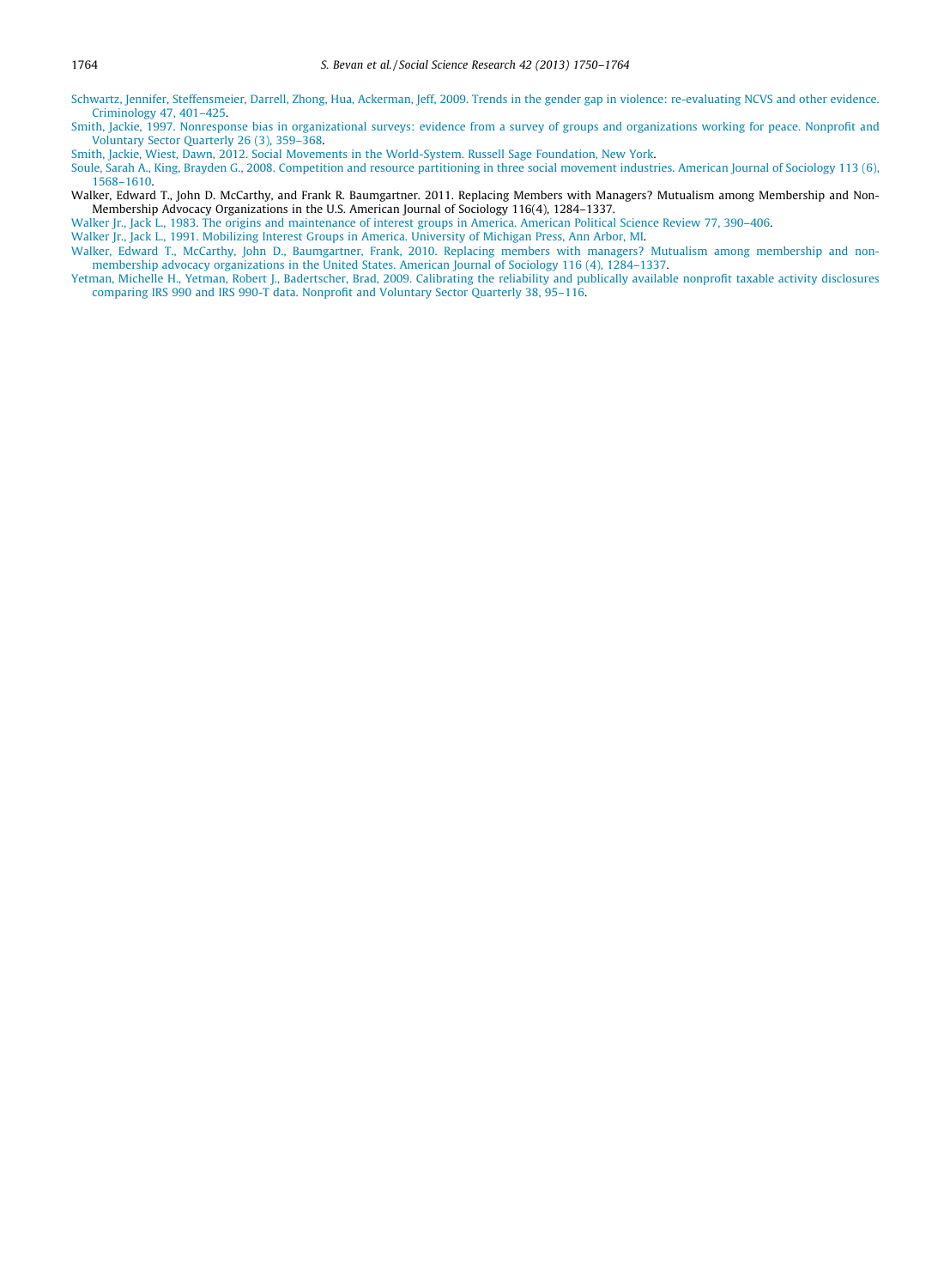Schwartz, Jennifer, Steffensmeier, Darrell, Zhong, Hua, Ackerman, Jeff, 2009. Trends in the gender gap in violence: re-evaluating NCVS and other evidence. Criminology 47, 401–425.

Smith, Jackie, 1997. Nonresponse bias in organizational surveys: evidence from a survey of groups and organizations working for peace. Nonprofit and Voluntary Sector Quarterly 26 (3), 359–368.

Smith, Jackie, Wiest, Dawn, 2012. Social Movements in the World-System. Russell Sage Foundation, New York.

Soule, Sarah A., King, Brayden G., 2008. Competition and resource partitioning in three social movement industries. American Journal of Sociology 113 (6), 1568–1610.

Walker, Edward T., John D. McCarthy, and Frank R. Baumgartner. 2011. Replacing Members with Managers? Mutualism among Membership and Non-Membership Advocacy Organizations in the U.S. American Journal of Sociology 116(4), 1284–1337.

Walker Jr., Jack L., 1983. The origins and maintenance of interest groups in America. American Political Science Review 77, 390–406.

Walker Jr., Jack L., 1991. Mobilizing Interest Groups in America. University of Michigan Press, Ann Arbor, MI.

Walker, Edward T., McCarthy, John D., Baumgartner, Frank, 2010. Replacing members with managers? Mutualism among membership and non-membership advocacy organizations in the United States. American Journal of Sociology 116 (4), 1284–1337.

Yetman, Michelle H., Yetman, Robert J., Badertscher, Brad, 2009. Calibrating the reliability and publically available nonprofit taxable activity disclosures comparing IRS 990 and IRS 990-T data. Nonprofit and Voluntary Sector Quarterly 38, 95–116.